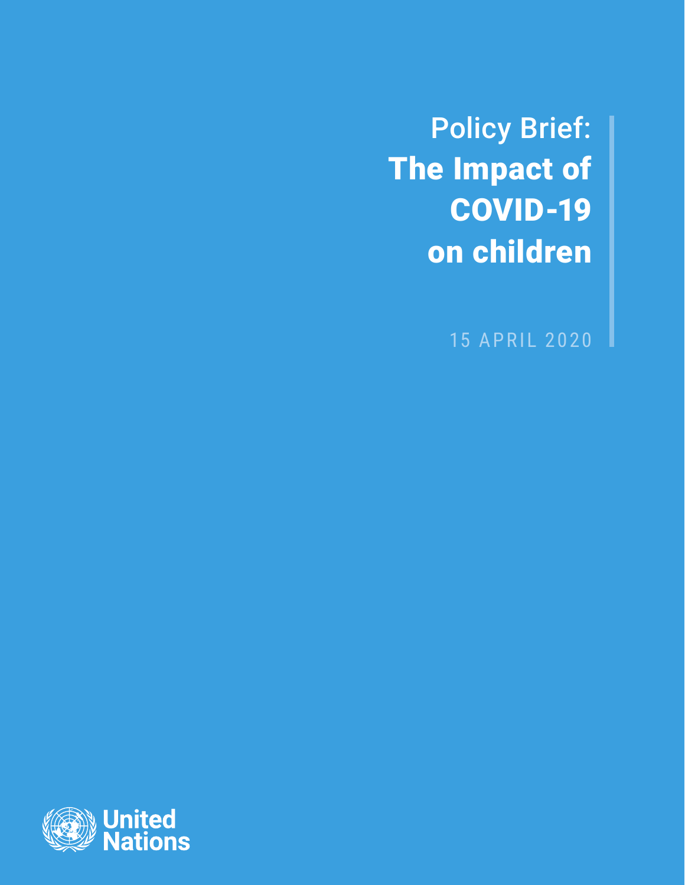Policy Brief:

# The Impact of COVID-19 on children

15 APRIL 2020

United Nations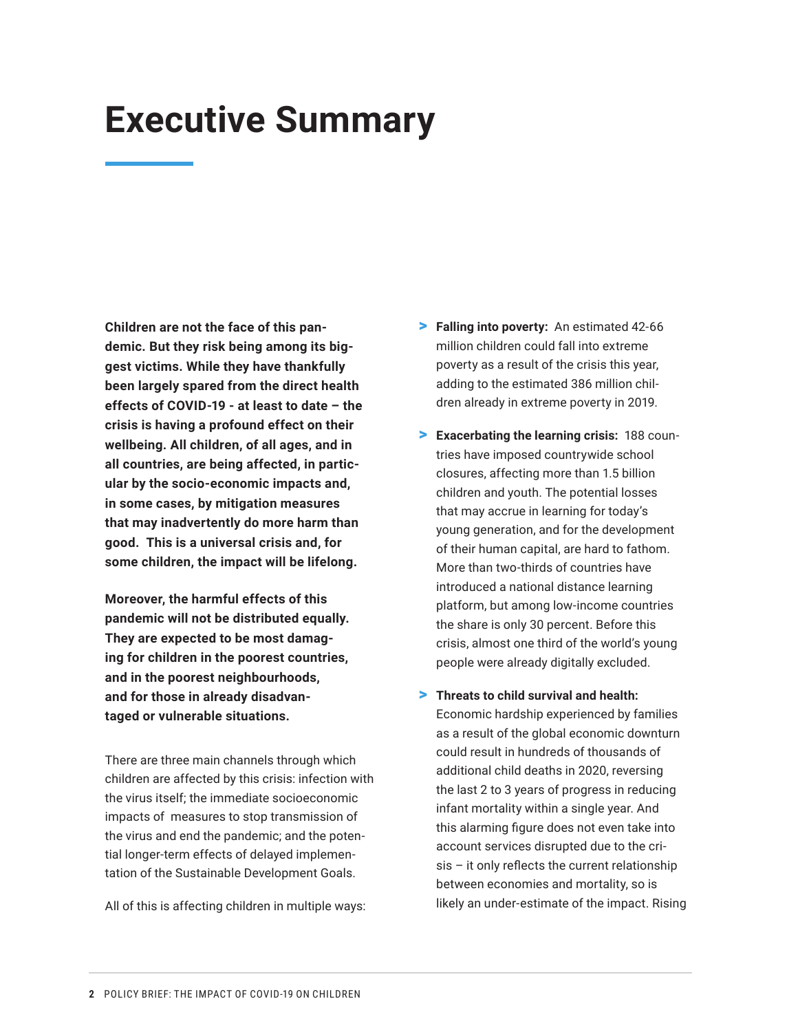# Executive Summary

**Children are not the face of this pandemic. But they risk being among its biggest victims. While they have thankfully been largely spared from the direct health effects of COVID-19 - at least to date – the crisis is having a profound effect on their wellbeing. All children, of all ages, and in all countries, are being affected, in particular by the socio-economic impacts and, in some cases, by mitigation measures that may inadvertently do more harm than good. This is a universal crisis and, for some children, the impact will be lifelong.**

**Moreover, the harmful effects of this pandemic will not be distributed equally. They are expected to be most damaging for children in the poorest countries, and in the poorest neighbourhoods, and for those in already disadvantaged or vulnerable situations.**

There are three main channels through which children are affected by this crisis: infection with the virus itself; the immediate socioeconomic impacts of measures to stop transmission of the virus and end the pandemic; and the potential longer-term effects of delayed implementation of the Sustainable Development Goals.

All of this is affecting children in multiple ways:

- **Falling into poverty:** An estimated 42-66 million children could fall into extreme poverty as a result of the crisis this year, adding to the estimated 386 million children already in extreme poverty in 2019.
- **Exacerbating the learning crisis:** 188 countries have imposed countrywide school closures, affecting more than 1.5 billion children and youth. The potential losses that may accrue in learning for today's young generation, and for the development of their human capital, are hard to fathom. More than two-thirds of countries have introduced a national distance learning platform, but among low-income countries the share is only 30 percent. Before this crisis, almost one third of the world's young people were already digitally excluded.
- **Threats to child survival and health:** Economic hardship experienced by families as a result of the global economic downturn could result in hundreds of thousands of additional child deaths in 2020, reversing the last 2 to 3 years of progress in reducing infant mortality within a single year. And this alarming figure does not even take into account services disrupted due to the crisis – it only reflects the current relationship between economies and mortality, so is likely an under-estimate of the impact. Rising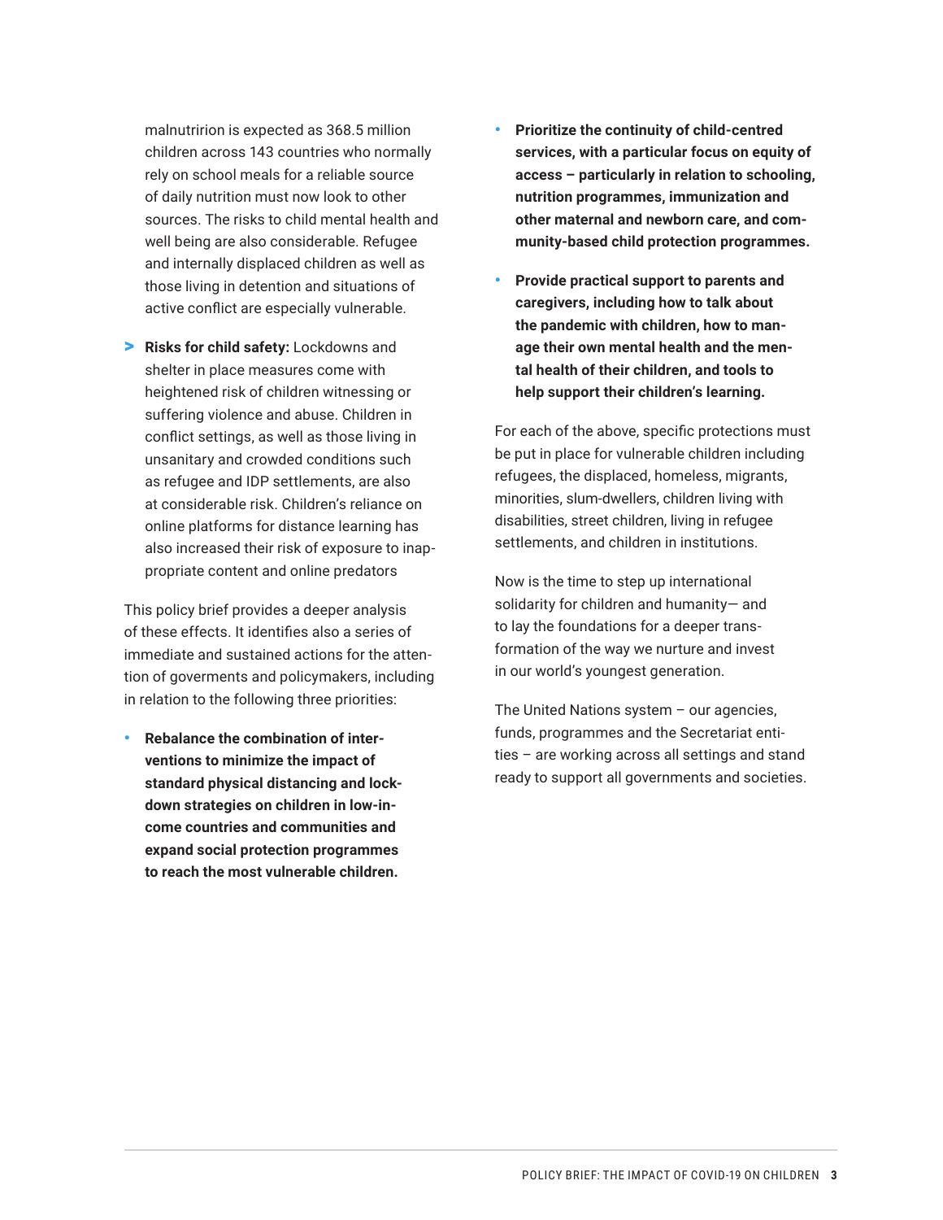malnutririon is expected as 368.5 million children across 143 countries who normally rely on school meals for a reliable source of daily nutrition must now look to other sources. The risks to child mental health and well being are also considerable. Refugee and internally displaced children as well as those living in detention and situations of active conflict are especially vulnerable.

> **Risks for child safety:** Lockdowns and shelter in place measures come with heightened risk of children witnessing or suffering violence and abuse. Children in conflict settings, as well as those living in unsanitary and crowded conditions such as refugee and IDP settlements, are also at considerable risk. Children's reliance on online platforms for distance learning has also increased their risk of exposure to inappropriate content and online predators

This policy brief provides a deeper analysis of these effects. It identifies also a series of immediate and sustained actions for the attention of goverments and policymakers, including in relation to the following three priorities:

- **Rebalance the combination of interventions to minimize the impact of standard physical distancing and lockdown strategies on children in low-income countries and communities and expand social protection programmes to reach the most vulnerable children.**
- **Prioritize the continuity of child-centred services, with a particular focus on equity of access – particularly in relation to schooling, nutrition programmes, immunization and other maternal and newborn care, and community-based child protection programmes.**
- **Provide practical support to parents and caregivers, including how to talk about the pandemic with children, how to manage their own mental health and the mental health of their children, and tools to help support their children's learning.**

For each of the above, specific protections must be put in place for vulnerable children including refugees, the displaced, homeless, migrants, minorities, slum-dwellers, children living with disabilities, street children, living in refugee settlements, and children in institutions.

Now is the time to step up international solidarity for children and humanity— and to lay the foundations for a deeper transformation of the way we nurture and invest in our world's youngest generation.

The United Nations system – our agencies, funds, programmes and the Secretariat entities – are working across all settings and stand ready to support all governments and societies.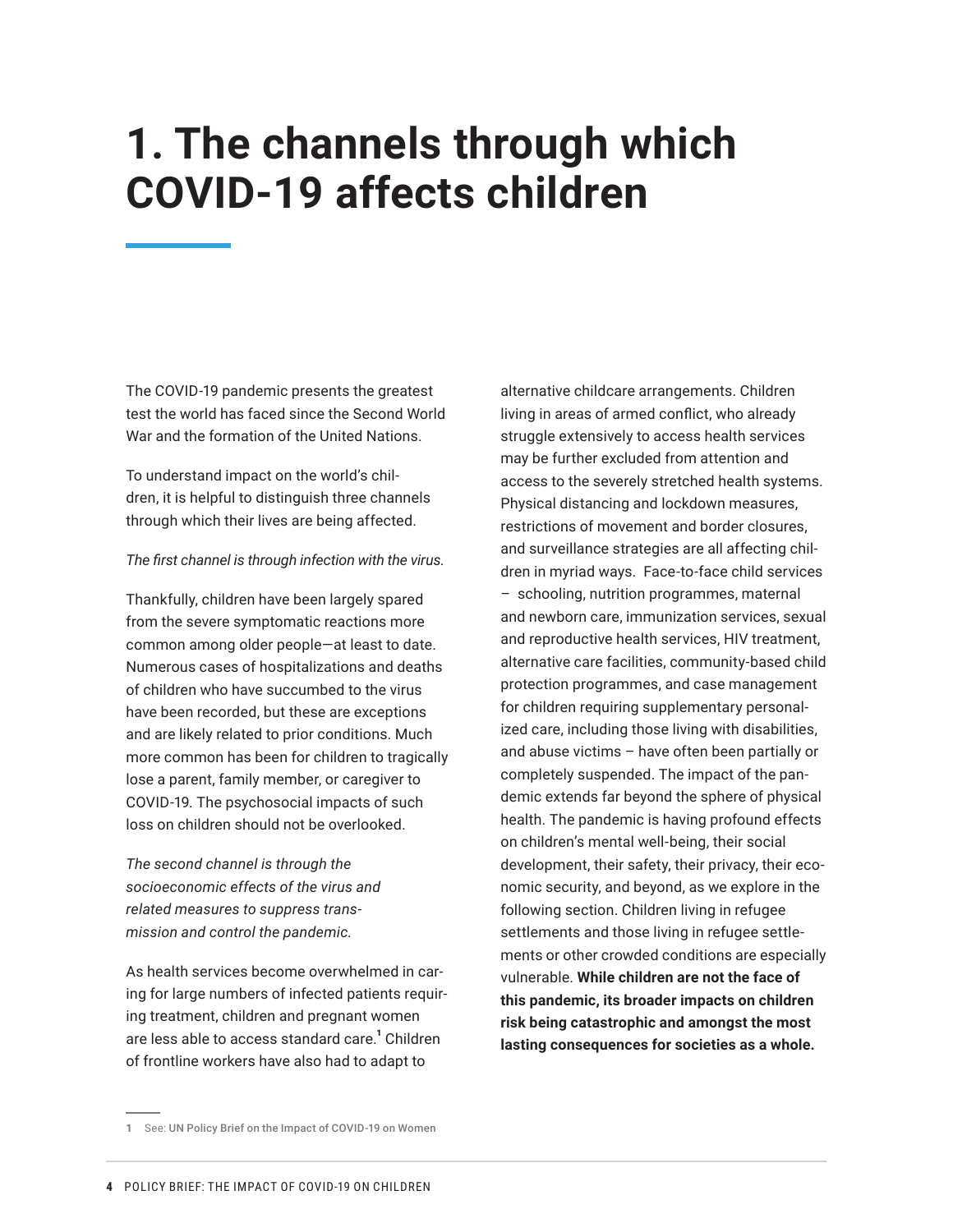# 1. The channels through which COVID-19 affects children

The COVID-19 pandemic presents the greatest test the world has faced since the Second World War and the formation of the United Nations.

To understand impact on the world's children, it is helpful to distinguish three channels through which their lives are being affected.

*The first channel is through infection with the virus.*

Thankfully, children have been largely spared from the severe symptomatic reactions more common among older people—at least to date. Numerous cases of hospitalizations and deaths of children who have succumbed to the virus have been recorded, but these are exceptions and are likely related to prior conditions. Much more common has been for children to tragically lose a parent, family member, or caregiver to COVID-19. The psychosocial impacts of such loss on children should not be overlooked.

*The second channel is through the socioeconomic effects of the virus and related measures to suppress transmission and control the pandemic.*

As health services become overwhelmed in caring for large numbers of infected patients requiring treatment, children and pregnant women are less able to access standard care.[1] Children of frontline workers have also had to adapt to alternative childcare arrangements. Children living in areas of armed conflict, who already struggle extensively to access health services may be further excluded from attention and access to the severely stretched health systems. Physical distancing and lockdown measures, restrictions of movement and border closures, and surveillance strategies are all affecting children in myriad ways. Face-to-face child services – schooling, nutrition programmes, maternal and newborn care, immunization services, sexual and reproductive health services, HIV treatment, alternative care facilities, community-based child protection programmes, and case management for children requiring supplementary personalized care, including those living with disabilities, and abuse victims – have often been partially or completely suspended. The impact of the pandemic extends far beyond the sphere of physical health. The pandemic is having profound effects on children's mental well-being, their social development, their safety, their privacy, their economic security, and beyond, as we explore in the following section. Children living in refugee settlements and those living in refugee settlements or other crowded conditions are especially vulnerable. **While children are not the face of this pandemic, its broader impacts on children risk being catastrophic and amongst the most lasting consequences for societies as a whole.**

---

1 See: **UN Policy Brief on the Impact of COVID-19 on Women**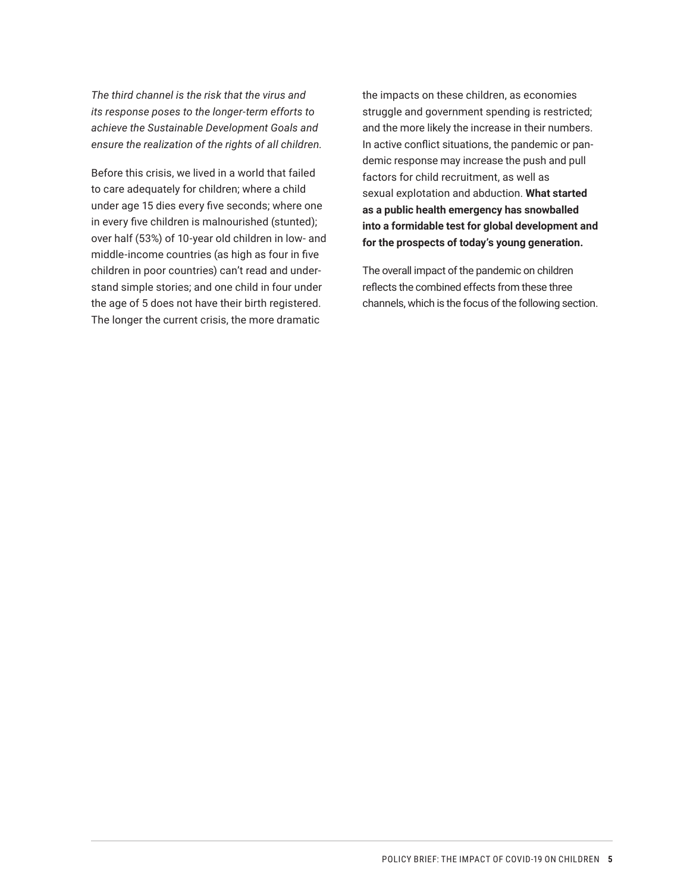*The third channel is the risk that the virus and its response poses to the longer-term efforts to achieve the Sustainable Development Goals and ensure the realization of the rights of all children.*

Before this crisis, we lived in a world that failed to care adequately for children; where a child under age 15 dies every five seconds; where one in every five children is malnourished (stunted); over half (53%) of 10-year old children in low- and middle-income countries (as high as four in five children in poor countries) can't read and understand simple stories; and one child in four under the age of 5 does not have their birth registered. The longer the current crisis, the more dramatic the impacts on these children, as economies struggle and government spending is restricted; and the more likely the increase in their numbers. In active conflict situations, the pandemic or pandemic response may increase the push and pull factors for child recruitment, as well as sexual explotation and abduction. **What started as a public health emergency has snowballed into a formidable test for global development and for the prospects of today's young generation.**

The overall impact of the pandemic on children reflects the combined effects from these three channels, which is the focus of the following section.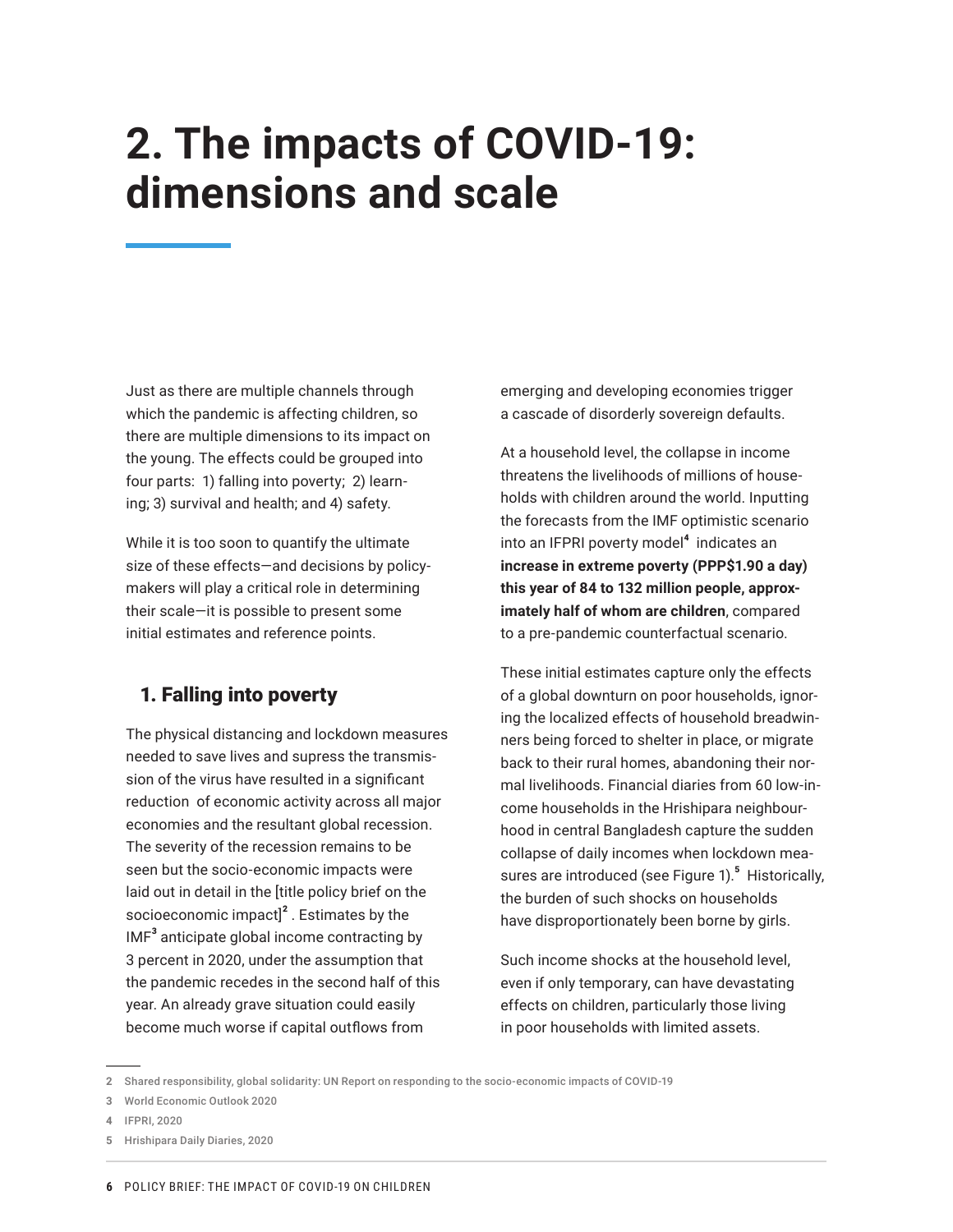# 2. The impacts of COVID-19: dimensions and scale

Just as there are multiple channels through which the pandemic is affecting children, so there are multiple dimensions to its impact on the young. The effects could be grouped into four parts: 1) falling into poverty; 2) learning; 3) survival and health; and 4) safety.

While it is too soon to quantify the ultimate size of these effects—and decisions by policymakers will play a critical role in determining their scale—it is possible to present some initial estimates and reference points.

## 1. Falling into poverty

The physical distancing and lockdown measures needed to save lives and supress the transmission of the virus have resulted in a significant reduction of economic activity across all major economies and the resultant global recession. The severity of the recession remains to be seen but the socio-economic impacts were laid out in detail in the [title policy brief on the socioeconomic impact][2] . Estimates by the IMF[3] anticipate global income contracting by 3 percent in 2020, under the assumption that the pandemic recedes in the second half of this year. An already grave situation could easily become much worse if capital outflows from emerging and developing economies trigger a cascade of disorderly sovereign defaults.

At a household level, the collapse in income threatens the livelihoods of millions of households with children around the world. Inputting the forecasts from the IMF optimistic scenario into an IFPRI poverty model[4] indicates an **increase in extreme poverty (PPP$1.90 a day) this year of 84 to 132 million people, approximately half of whom are children**, compared to a pre-pandemic counterfactual scenario.

These initial estimates capture only the effects of a global downturn on poor households, ignoring the localized effects of household breadwinners being forced to shelter in place, or migrate back to their rural homes, abandoning their normal livelihoods. Financial diaries from 60 low-income households in the Hrishipara neighbourhood in central Bangladesh capture the sudden collapse of daily incomes when lockdown measures are introduced (see Figure 1).[5] Historically, the burden of such shocks on households have disproportionately been borne by girls.

Such income shocks at the household level, even if only temporary, can have devastating effects on children, particularly those living in poor households with limited assets.

---

2 Shared responsibility, global solidarity: UN Report on responding to the socio-economic impacts of COVID-19

3 World Economic Outlook 2020

4 IFPRI, 2020

5 Hrishipara Daily Diaries, 2020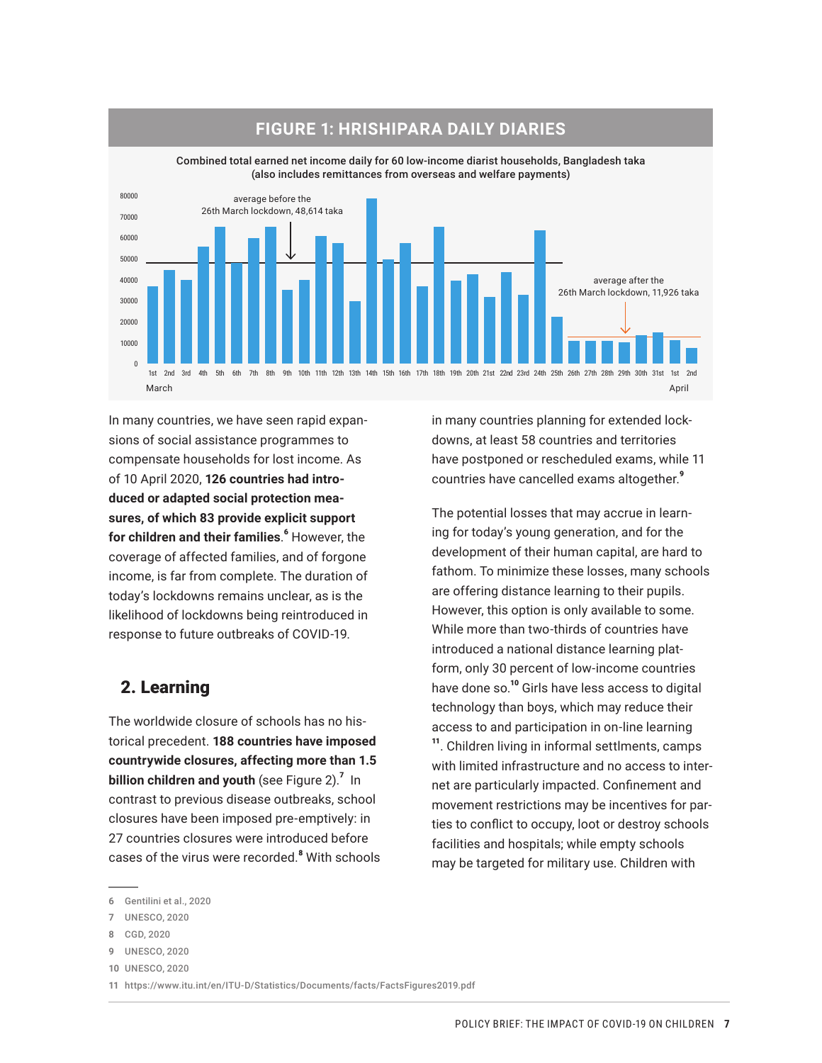**FIGURE 1: HRISHIPARA DAILY DIARIES**

Combined total earned net income daily for 60 low-income diarist households, Bangladesh taka (also includes remittances from overseas and welfare payments)

average before the 26th March lockdown, 48,614 taka

average after the 26th March lockdown, 11,926 taka

In many countries, we have seen rapid expansions of social assistance programmes to compensate households for lost income. As of 10 April 2020, **126 countries had introduced or adapted social protection measures, of which 83 provide explicit support for children and their families**.[6] However, the coverage of affected families, and of forgone income, is far from complete. The duration of today's lockdowns remains unclear, as is the likelihood of lockdowns being reintroduced in response to future outbreaks of COVID-19.

## 2. Learning

The worldwide closure of schools has no historical precedent. **188 countries have imposed countrywide closures, affecting more than 1.5 billion children and youth** (see Figure 2).[7] In contrast to previous disease outbreaks, school closures have been imposed pre-emptively: in 27 countries closures were introduced before cases of the virus were recorded.[8] With schools in many countries planning for extended lockdowns, at least 58 countries and territories have postponed or rescheduled exams, while 11 countries have cancelled exams altogether.[9]

The potential losses that may accrue in learning for today's young generation, and for the development of their human capital, are hard to fathom. To minimize these losses, many schools are offering distance learning to their pupils. However, this option is only available to some. While more than two-thirds of countries have introduced a national distance learning platform, only 30 percent of low-income countries have done so.[10] Girls have less access to digital technology than boys, which may reduce their access to and participation in on-line learning [11]. Children living in informal settlments, camps with limited infrastructure and no access to internet are particularly impacted. Confinement and movement restrictions may be incentives for parties to conflict to occupy, loot or destroy schools facilities and hospitals; while empty schools may be targeted for military use. Children with

6 Gentilini et al., 2020
7 UNESCO, 2020
8 CGD, 2020
9 UNESCO, 2020
10 UNESCO, 2020
11 https://www.itu.int/en/ITU-D/Statistics/Documents/facts/FactsFigures2019.pdf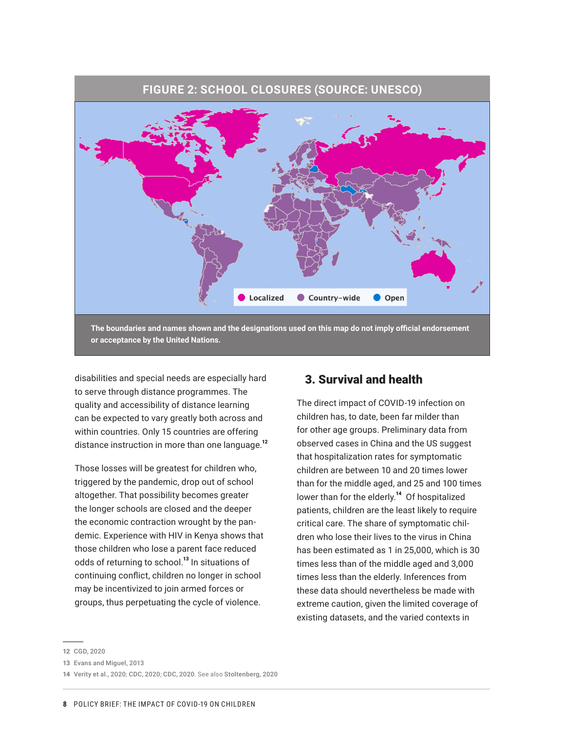**FIGURE 2: SCHOOL CLOSURES (SOURCE: UNESCO)**

Localized | Country-wide | Open

The boundaries and names shown and the designations used on this map do not imply official endorsement or acceptance by the United Nations.

disabilities and special needs are especially hard to serve through distance programmes. The quality and accessibility of distance learning can be expected to vary greatly both across and within countries. Only 15 countries are offering distance instruction in more than one language.[12]

Those losses will be greatest for children who, triggered by the pandemic, drop out of school altogether. That possibility becomes greater the longer schools are closed and the deeper the economic contraction wrought by the pandemic. Experience with HIV in Kenya shows that those children who lose a parent face reduced odds of returning to school.[13] In situations of continuing conflict, children no longer in school may be incentivized to join armed forces or groups, thus perpetuating the cycle of violence.

## 3. Survival and health

The direct impact of COVID-19 infection on children has, to date, been far milder than for other age groups. Preliminary data from observed cases in China and the US suggest that hospitalization rates for symptomatic children are between 10 and 20 times lower than for the middle aged, and 25 and 100 times lower than for the elderly.[14] Of hospitalized patients, children are the least likely to require critical care. The share of symptomatic children who lose their lives to the virus in China has been estimated as 1 in 25,000, which is 30 times less than of the middle aged and 3,000 times less than the elderly. Inferences from these data should nevertheless be made with extreme caution, given the limited coverage of existing datasets, and the varied contexts in

---

12 CGD, 2020

13 Evans and Miguel, 2013

14 Verity et al., 2020; CDC, 2020; CDC, 2020. See also Stoltenberg, 2020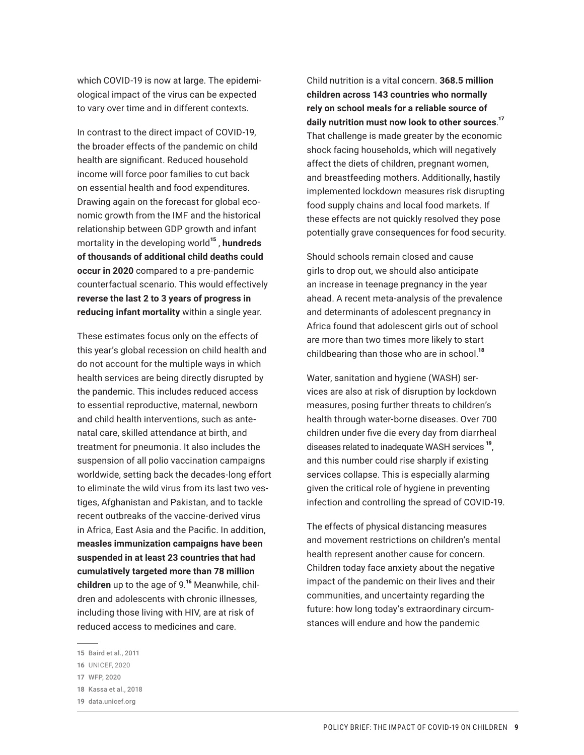which COVID-19 is now at large. The epidemiological impact of the virus can be expected to vary over time and in different contexts.

In contrast to the direct impact of COVID-19, the broader effects of the pandemic on child health are significant. Reduced household income will force poor families to cut back on essential health and food expenditures. Drawing again on the forecast for global economic growth from the IMF and the historical relationship between GDP growth and infant mortality in the developing world[15] , **hundreds of thousands of additional child deaths could occur in 2020** compared to a pre-pandemic counterfactual scenario. This would effectively **reverse the last 2 to 3 years of progress in reducing infant mortality** within a single year.

These estimates focus only on the effects of this year's global recession on child health and do not account for the multiple ways in which health services are being directly disrupted by the pandemic. This includes reduced access to essential reproductive, maternal, newborn and child health interventions, such as antenatal care, skilled attendance at birth, and treatment for pneumonia. It also includes the suspension of all polio vaccination campaigns worldwide, setting back the decades-long effort to eliminate the wild virus from its last two vestiges, Afghanistan and Pakistan, and to tackle recent outbreaks of the vaccine-derived virus in Africa, East Asia and the Pacific. In addition, **measles immunization campaigns have been suspended in at least 23 countries that had cumulatively targeted more than 78 million children** up to the age of 9.[16] Meanwhile, children and adolescents with chronic illnesses, including those living with HIV, are at risk of reduced access to medicines and care.

Child nutrition is a vital concern. **368.5 million children across 143 countries who normally rely on school meals for a reliable source of daily nutrition must now look to other sources**.[17] That challenge is made greater by the economic shock facing households, which will negatively affect the diets of children, pregnant women, and breastfeeding mothers. Additionally, hastily implemented lockdown measures risk disrupting food supply chains and local food markets. If these effects are not quickly resolved they pose potentially grave consequences for food security.

Should schools remain closed and cause girls to drop out, we should also anticipate an increase in teenage pregnancy in the year ahead. A recent meta-analysis of the prevalence and determinants of adolescent pregnancy in Africa found that adolescent girls out of school are more than two times more likely to start childbearing than those who are in school.[18]

Water, sanitation and hygiene (WASH) services are also at risk of disruption by lockdown measures, posing further threats to children's health through water-borne diseases. Over 700 children under five die every day from diarrheal diseases related to inadequate WASH services [19], and this number could rise sharply if existing services collapse. This is especially alarming given the critical role of hygiene in preventing infection and controlling the spread of COVID-19.

The effects of physical distancing measures and movement restrictions on children's mental health represent another cause for concern. Children today face anxiety about the negative impact of the pandemic on their lives and their communities, and uncertainty regarding the future: how long today's extraordinary circumstances will endure and how the pandemic

---

15 Baird et al., 2011

16 UNICEF, 2020

17 WFP, 2020

18 Kassa et al., 2018

19 data.unicef.org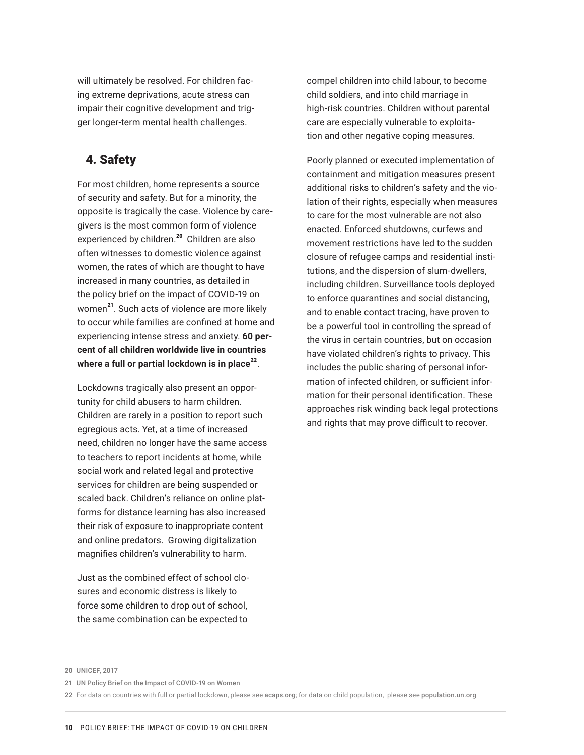will ultimately be resolved. For children facing extreme deprivations, acute stress can impair their cognitive development and trigger longer-term mental health challenges.

## 4. Safety

For most children, home represents a source of security and safety. But for a minority, the opposite is tragically the case. Violence by caregivers is the most common form of violence experienced by children.[20] Children are also often witnesses to domestic violence against women, the rates of which are thought to have increased in many countries, as detailed in the policy brief on the impact of COVID-19 on women[21]. Such acts of violence are more likely to occur while families are confined at home and experiencing intense stress and anxiety. **60 percent of all children worldwide live in countries where a full or partial lockdown is in place[22]**.

Lockdowns tragically also present an opportunity for child abusers to harm children. Children are rarely in a position to report such egregious acts. Yet, at a time of increased need, children no longer have the same access to teachers to report incidents at home, while social work and related legal and protective services for children are being suspended or scaled back. Children's reliance on online platforms for distance learning has also increased their risk of exposure to inappropriate content and online predators. Growing digitalization magnifies children's vulnerability to harm.

Just as the combined effect of school closures and economic distress is likely to force some children to drop out of school, the same combination can be expected to compel children into child labour, to become child soldiers, and into child marriage in high-risk countries. Children without parental care are especially vulnerable to exploitation and other negative coping measures.

Poorly planned or executed implementation of containment and mitigation measures present additional risks to children's safety and the violation of their rights, especially when measures to care for the most vulnerable are not also enacted. Enforced shutdowns, curfews and movement restrictions have led to the sudden closure of refugee camps and residential institutions, and the dispersion of slum-dwellers, including children. Surveillance tools deployed to enforce quarantines and social distancing, and to enable contact tracing, have proven to be a powerful tool in controlling the spread of the virus in certain countries, but on occasion have violated children's rights to privacy. This includes the public sharing of personal information of infected children, or sufficient information for their personal identification. These approaches risk winding back legal protections and rights that may prove difficult to recover.

---

20 UNICEF, 2017

21 UN Policy Brief on the Impact of COVID-19 on Women

22 For data on countries with full or partial lockdown, please see acaps.org; for data on child population, please see population.un.org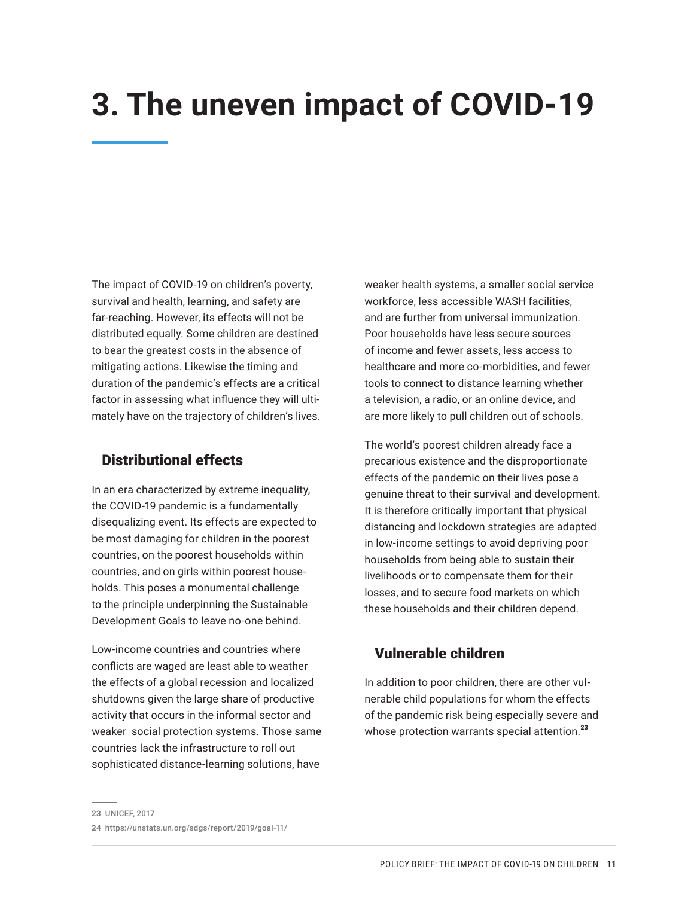# 3. The uneven impact of COVID-19

The impact of COVID-19 on children's poverty, survival and health, learning, and safety are far-reaching. However, its effects will not be distributed equally. Some children are destined to bear the greatest costs in the absence of mitigating actions. Likewise the timing and duration of the pandemic's effects are a critical factor in assessing what influence they will ultimately have on the trajectory of children's lives.

## Distributional effects

In an era characterized by extreme inequality, the COVID-19 pandemic is a fundamentally disequalizing event. Its effects are expected to be most damaging for children in the poorest countries, on the poorest households within countries, and on girls within poorest households. This poses a monumental challenge to the principle underpinning the Sustainable Development Goals to leave no-one behind.

Low-income countries and countries where conflicts are waged are least able to weather the effects of a global recession and localized shutdowns given the large share of productive activity that occurs in the informal sector and weaker social protection systems. Those same countries lack the infrastructure to roll out sophisticated distance-learning solutions, have weaker health systems, a smaller social service workforce, less accessible WASH facilities, and are further from universal immunization. Poor households have less secure sources of income and fewer assets, less access to healthcare and more co-morbidities, and fewer tools to connect to distance learning whether a television, a radio, or an online device, and are more likely to pull children out of schools.

The world's poorest children already face a precarious existence and the disproportionate effects of the pandemic on their lives pose a genuine threat to their survival and development. It is therefore critically important that physical distancing and lockdown strategies are adapted in low-income settings to avoid depriving poor households from being able to sustain their livelihoods or to compensate them for their losses, and to secure food markets on which these households and their children depend.

## Vulnerable children

In addition to poor children, there are other vulnerable child populations for whom the effects of the pandemic risk being especially severe and whose protection warrants special attention.[23]

---

23 UNICEF, 2017

24 https://unstats.un.org/sdgs/report/2019/goal-11/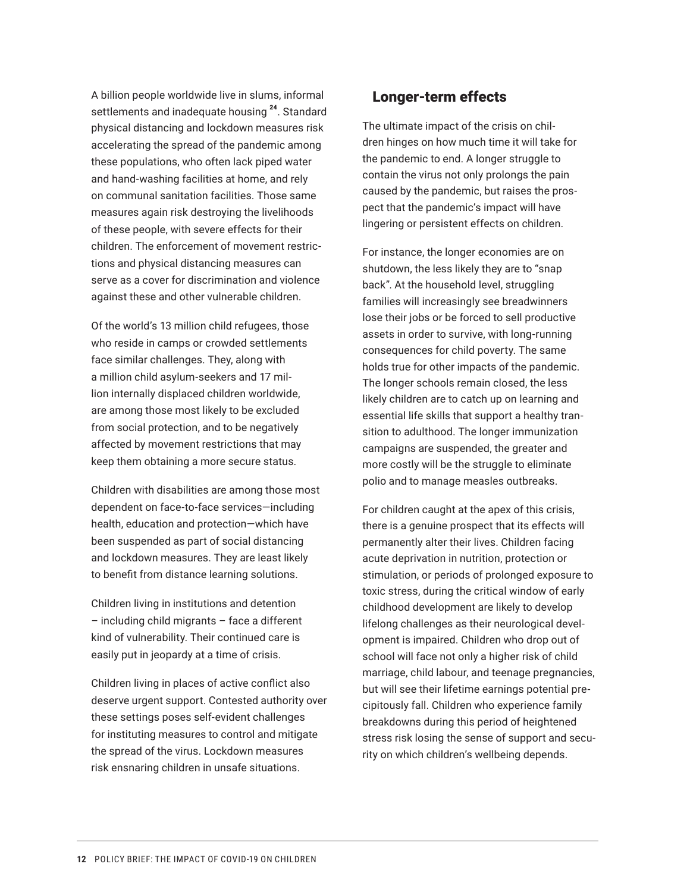A billion people worldwide live in slums, informal settlements and inadequate housing [24]. Standard physical distancing and lockdown measures risk accelerating the spread of the pandemic among these populations, who often lack piped water and hand-washing facilities at home, and rely on communal sanitation facilities. Those same measures again risk destroying the livelihoods of these people, with severe effects for their children. The enforcement of movement restrictions and physical distancing measures can serve as a cover for discrimination and violence against these and other vulnerable children.

Of the world's 13 million child refugees, those who reside in camps or crowded settlements face similar challenges. They, along with a million child asylum-seekers and 17 million internally displaced children worldwide, are among those most likely to be excluded from social protection, and to be negatively affected by movement restrictions that may keep them obtaining a more secure status.

Children with disabilities are among those most dependent on face-to-face services—including health, education and protection—which have been suspended as part of social distancing and lockdown measures. They are least likely to benefit from distance learning solutions.

Children living in institutions and detention – including child migrants – face a different kind of vulnerability. Their continued care is easily put in jeopardy at a time of crisis.

Children living in places of active conflict also deserve urgent support. Contested authority over these settings poses self-evident challenges for instituting measures to control and mitigate the spread of the virus. Lockdown measures risk ensnaring children in unsafe situations.

## Longer-term effects

The ultimate impact of the crisis on children hinges on how much time it will take for the pandemic to end. A longer struggle to contain the virus not only prolongs the pain caused by the pandemic, but raises the prospect that the pandemic's impact will have lingering or persistent effects on children.

For instance, the longer economies are on shutdown, the less likely they are to "snap back". At the household level, struggling families will increasingly see breadwinners lose their jobs or be forced to sell productive assets in order to survive, with long-running consequences for child poverty. The same holds true for other impacts of the pandemic. The longer schools remain closed, the less likely children are to catch up on learning and essential life skills that support a healthy transition to adulthood. The longer immunization campaigns are suspended, the greater and more costly will be the struggle to eliminate polio and to manage measles outbreaks.

For children caught at the apex of this crisis, there is a genuine prospect that its effects will permanently alter their lives. Children facing acute deprivation in nutrition, protection or stimulation, or periods of prolonged exposure to toxic stress, during the critical window of early childhood development are likely to develop lifelong challenges as their neurological development is impaired. Children who drop out of school will face not only a higher risk of child marriage, child labour, and teenage pregnancies, but will see their lifetime earnings potential precipitously fall. Children who experience family breakdowns during this period of heightened stress risk losing the sense of support and security on which children's wellbeing depends.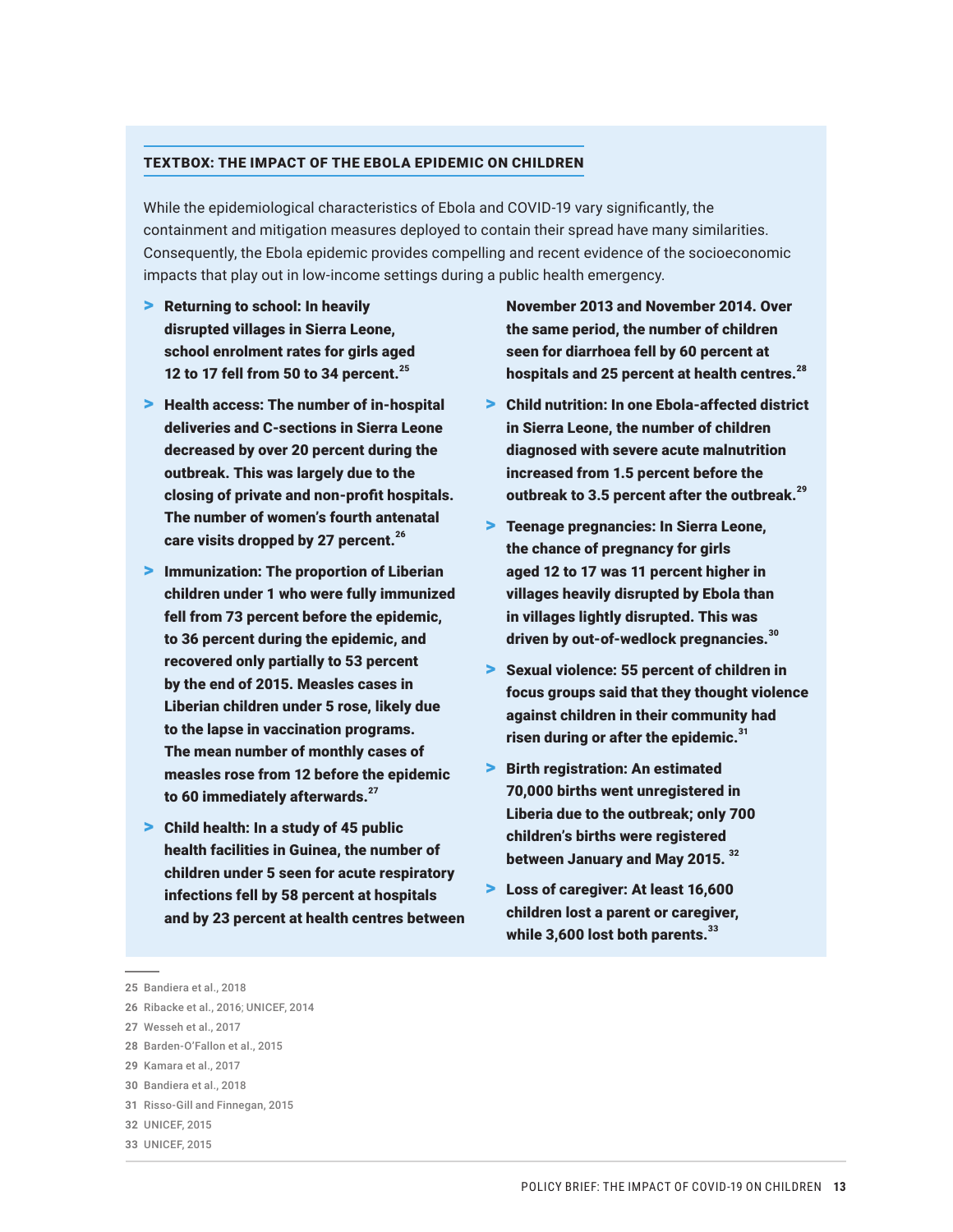### TEXTBOX: THE IMPACT OF THE EBOLA EPIDEMIC ON CHILDREN

While the epidemiological characteristics of Ebola and COVID-19 vary significantly, the containment and mitigation measures deployed to contain their spread have many similarities. Consequently, the Ebola epidemic provides compelling and recent evidence of the socioeconomic impacts that play out in low-income settings during a public health emergency.

- **Returning to school: In heavily disrupted villages in Sierra Leone, school enrolment rates for girls aged 12 to 17 fell from 50 to 34 percent.[25]**
- **Health access: The number of in-hospital deliveries and C-sections in Sierra Leone decreased by over 20 percent during the outbreak. This was largely due to the closing of private and non-profit hospitals. The number of women's fourth antenatal care visits dropped by 27 percent.[26]**
- **Immunization: The proportion of Liberian children under 1 who were fully immunized fell from 73 percent before the epidemic, to 36 percent during the epidemic, and recovered only partially to 53 percent by the end of 2015. Measles cases in Liberian children under 5 rose, likely due to the lapse in vaccination programs. The mean number of monthly cases of measles rose from 12 before the epidemic to 60 immediately afterwards.[27]**
- **Child health: In a study of 45 public health facilities in Guinea, the number of children under 5 seen for acute respiratory infections fell by 58 percent at hospitals and by 23 percent at health centres between November 2013 and November 2014. Over the same period, the number of children seen for diarrhoea fell by 60 percent at hospitals and 25 percent at health centres.[28]**
- **Child nutrition: In one Ebola-affected district in Sierra Leone, the number of children diagnosed with severe acute malnutrition increased from 1.5 percent before the outbreak to 3.5 percent after the outbreak.[29]**
- **Teenage pregnancies: In Sierra Leone, the chance of pregnancy for girls aged 12 to 17 was 11 percent higher in villages heavily disrupted by Ebola than in villages lightly disrupted. This was driven by out-of-wedlock pregnancies.[30]**
- **Sexual violence: 55 percent of children in focus groups said that they thought violence against children in their community had risen during or after the epidemic.[31]**
- **Birth registration: An estimated 70,000 births went unregistered in Liberia due to the outbreak; only 700 children's births were registered between January and May 2015.[32]**
- **Loss of caregiver: At least 16,600 children lost a parent or caregiver, while 3,600 lost both parents.[33]**

---

25 Bandiera et al., 2018
26 Ribacke et al., 2016; UNICEF, 2014
27 Wesseh et al., 2017
28 Barden-O'Fallon et al., 2015
29 Kamara et al., 2017
30 Bandiera et al., 2018
31 Risso-Gill and Finnegan, 2015
32 UNICEF, 2015
33 UNICEF, 2015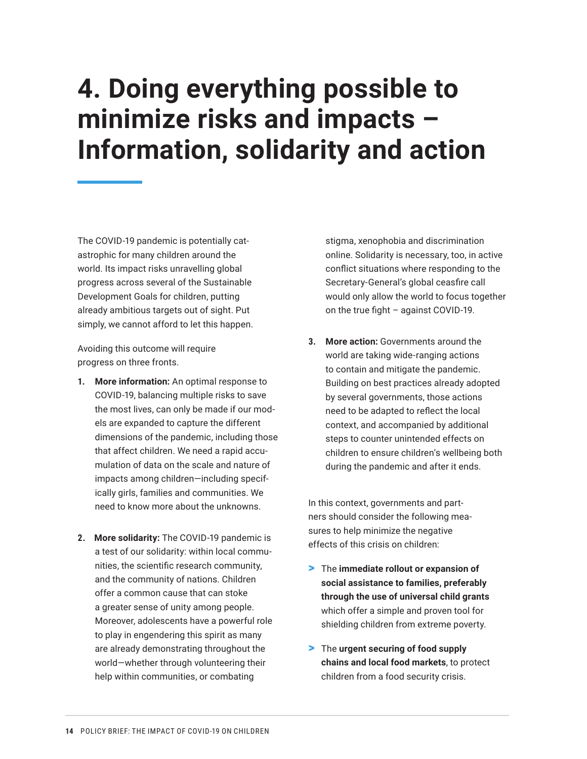# 4. Doing everything possible to minimize risks and impacts – Information, solidarity and action

The COVID-19 pandemic is potentially catastrophic for many children around the world. Its impact risks unravelling global progress across several of the Sustainable Development Goals for children, putting already ambitious targets out of sight. Put simply, we cannot afford to let this happen.

Avoiding this outcome will require progress on three fronts.

1. **More information:** An optimal response to COVID-19, balancing multiple risks to save the most lives, can only be made if our models are expanded to capture the different dimensions of the pandemic, including those that affect children. We need a rapid accumulation of data on the scale and nature of impacts among children—including specifically girls, families and communities. We need to know more about the unknowns.

2. **More solidarity:** The COVID-19 pandemic is a test of our solidarity: within local communities, the scientific research community, and the community of nations. Children offer a common cause that can stoke a greater sense of unity among people. Moreover, adolescents have a powerful role to play in engendering this spirit as many are already demonstrating throughout the world—whether through volunteering their help within communities, or combating stigma, xenophobia and discrimination online. Solidarity is necessary, too, in active conflict situations where responding to the Secretary-General's global ceasefire call would only allow the world to focus together on the true fight – against COVID-19.

3. **More action:** Governments around the world are taking wide-ranging actions to contain and mitigate the pandemic. Building on best practices already adopted by several governments, those actions need to be adapted to reflect the local context, and accompanied by additional steps to counter unintended effects on children to ensure children's wellbeing both during the pandemic and after it ends.

In this context, governments and partners should consider the following measures to help minimize the negative effects of this crisis on children:

- The **immediate rollout or expansion of social assistance to families, preferably through the use of universal child grants** which offer a simple and proven tool for shielding children from extreme poverty.
- The **urgent securing of food supply chains and local food markets**, to protect children from a food security crisis.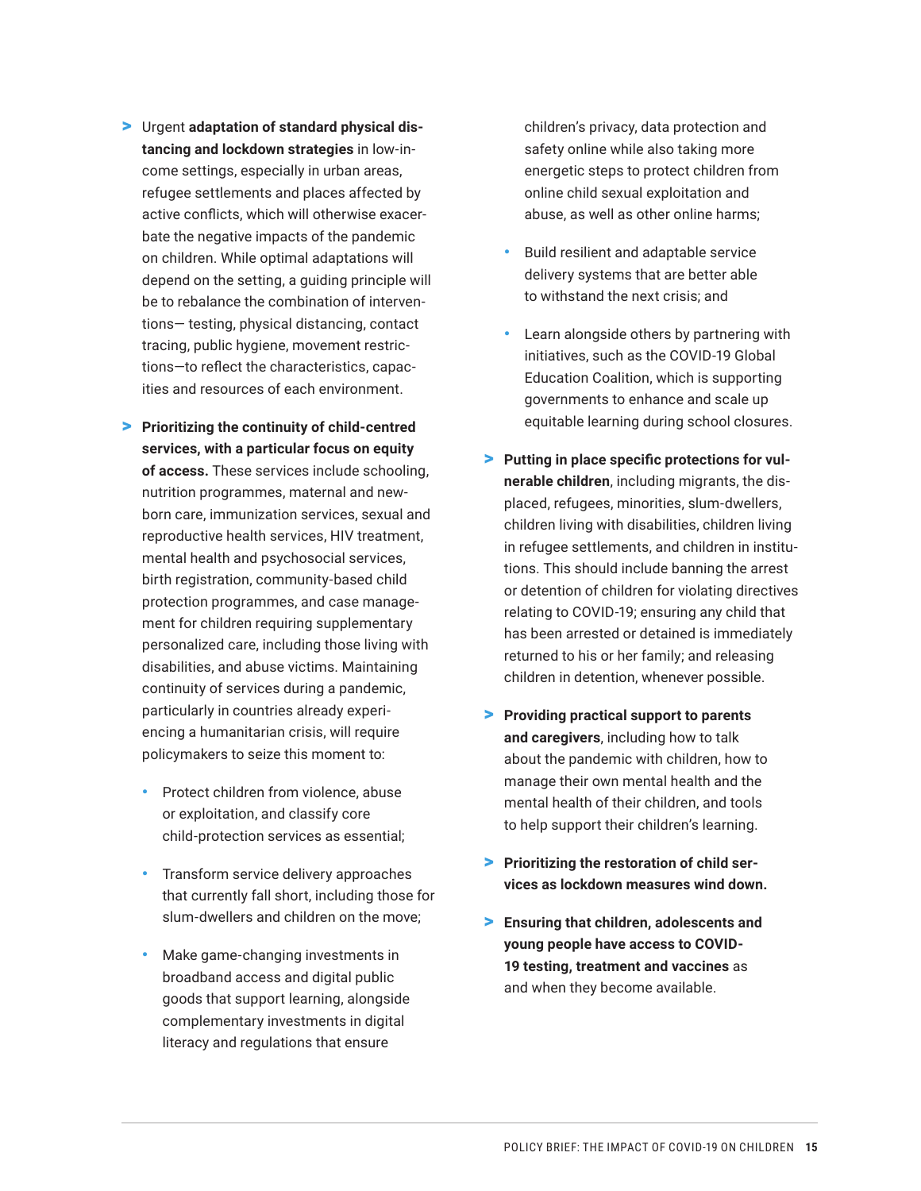- Urgent **adaptation of standard physical distancing and lockdown strategies** in low-income settings, especially in urban areas, refugee settlements and places affected by active conflicts, which will otherwise exacerbate the negative impacts of the pandemic on children. While optimal adaptations will depend on the setting, a guiding principle will be to rebalance the combination of interventions— testing, physical distancing, contact tracing, public hygiene, movement restrictions—to reflect the characteristics, capacities and resources of each environment.

- **Prioritizing the continuity of child-centred services, with a particular focus on equity of access.** These services include schooling, nutrition programmes, maternal and newborn care, immunization services, sexual and reproductive health services, HIV treatment, mental health and psychosocial services, birth registration, community-based child protection programmes, and case management for children requiring supplementary personalized care, including those living with disabilities, and abuse victims. Maintaining continuity of services during a pandemic, particularly in countries already experiencing a humanitarian crisis, will require policymakers to seize this moment to:

  - Protect children from violence, abuse or exploitation, and classify core child-protection services as essential;
  - Transform service delivery approaches that currently fall short, including those for slum-dwellers and children on the move;
  - Make game-changing investments in broadband access and digital public goods that support learning, alongside complementary investments in digital literacy and regulations that ensure children's privacy, data protection and safety online while also taking more energetic steps to protect children from online child sexual exploitation and abuse, as well as other online harms;
  - Build resilient and adaptable service delivery systems that are better able to withstand the next crisis; and
  - Learn alongside others by partnering with initiatives, such as the COVID-19 Global Education Coalition, which is supporting governments to enhance and scale up equitable learning during school closures.

- **Putting in place specific protections for vulnerable children**, including migrants, the displaced, refugees, minorities, slum-dwellers, children living with disabilities, children living in refugee settlements, and children in institutions. This should include banning the arrest or detention of children for violating directives relating to COVID-19; ensuring any child that has been arrested or detained is immediately returned to his or her family; and releasing children in detention, whenever possible.

- **Providing practical support to parents and caregivers**, including how to talk about the pandemic with children, how to manage their own mental health and the mental health of their children, and tools to help support their children's learning.

- **Prioritizing the restoration of child services as lockdown measures wind down.**

- **Ensuring that children, adolescents and young people have access to COVID-19 testing, treatment and vaccines** as and when they become available.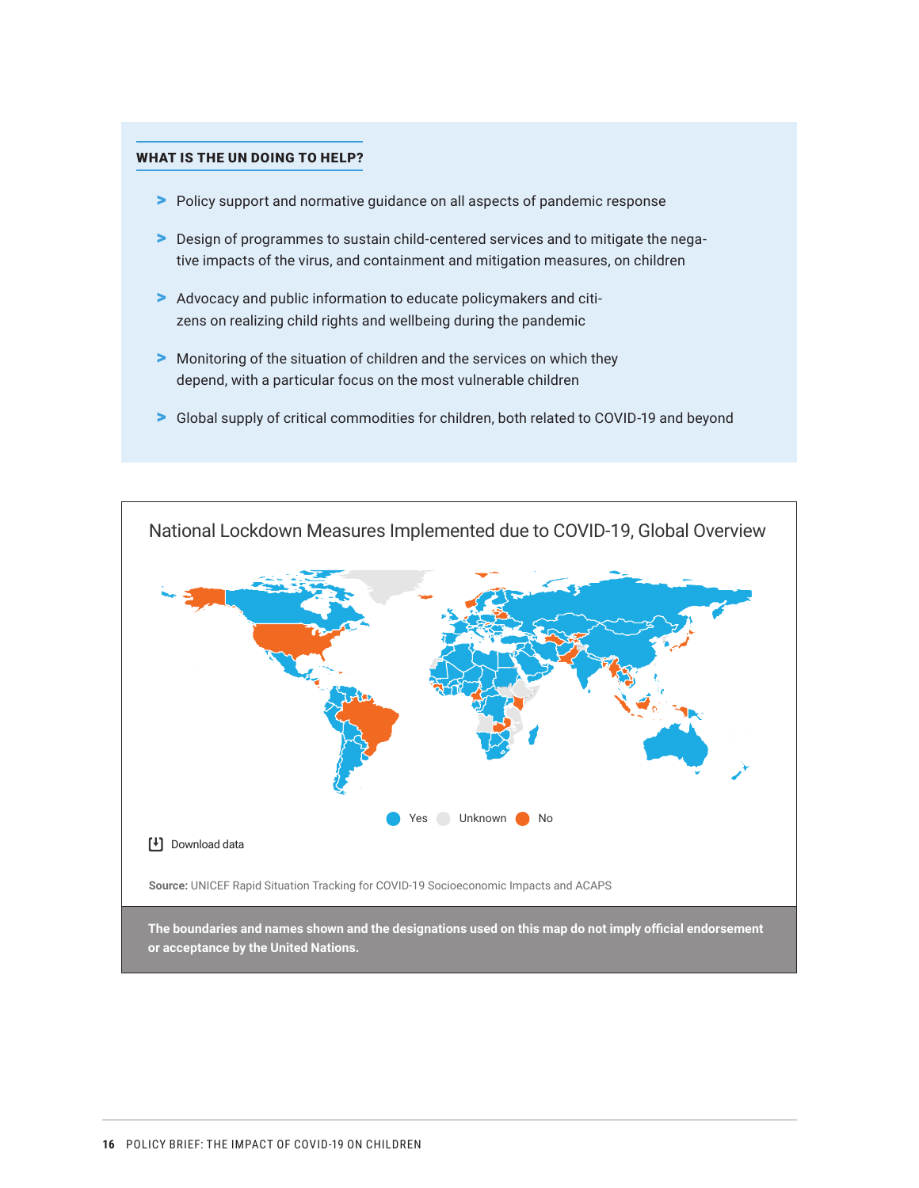## WHAT IS THE UN DOING TO HELP?

- Policy support and normative guidance on all aspects of pandemic response
- Design of programmes to sustain child-centered services and to mitigate the negative impacts of the virus, and containment and mitigation measures, on children
- Advocacy and public information to educate policymakers and citizens on realizing child rights and wellbeing during the pandemic
- Monitoring of the situation of children and the services on which they depend, with a particular focus on the most vulnerable children
- Global supply of critical commodities for children, both related to COVID-19 and beyond

National Lockdown Measures Implemented due to COVID-19, Global Overview

Yes Unknown No

Download data

**Source:** UNICEF Rapid Situation Tracking for COVID-19 Socioeconomic Impacts and ACAPS

**The boundaries and names shown and the designations used on this map do not imply official endorsement or acceptance by the United Nations.**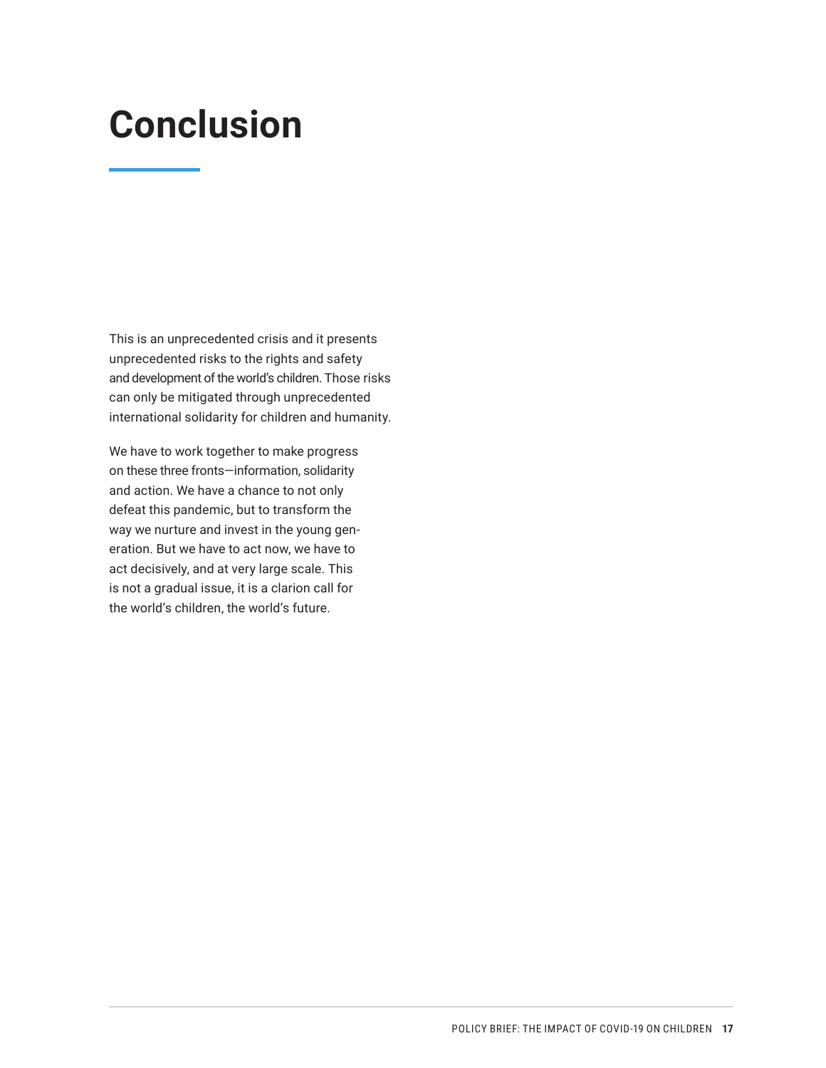# Conclusion

This is an unprecedented crisis and it presents unprecedented risks to the rights and safety and development of the world's children. Those risks can only be mitigated through unprecedented international solidarity for children and humanity.

We have to work together to make progress on these three fronts—information, solidarity and action. We have a chance to not only defeat this pandemic, but to transform the way we nurture and invest in the young generation. But we have to act now, we have to act decisively, and at very large scale. This is not a gradual issue, it is a clarion call for the world's children, the world's future.